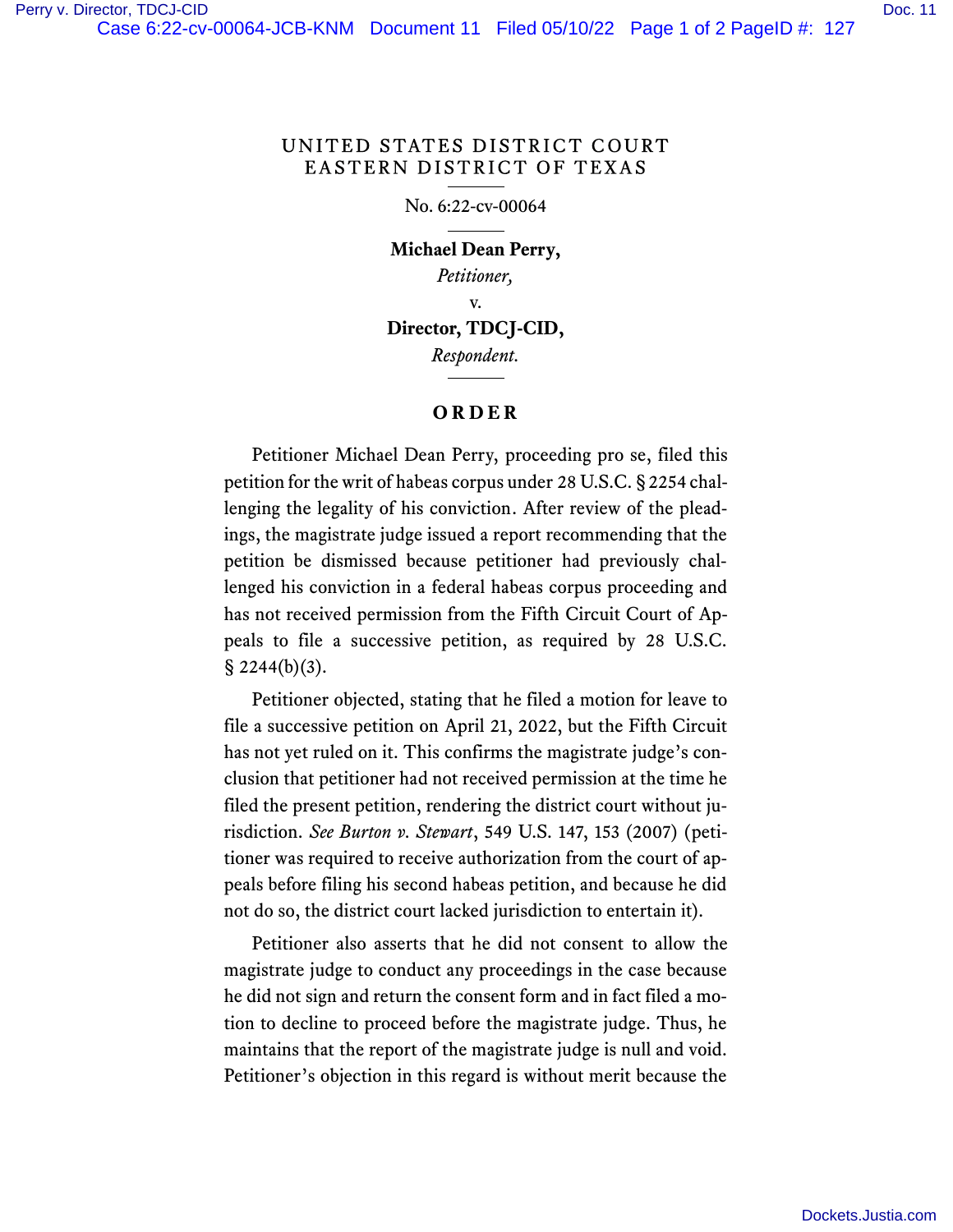UNITED STATES DISTRICT COURT
EASTERN DISTRICT OF TEXAS

No. 6:22-cv-00064

**Michael Dean Perry,**
*Petitioner,*
v.
**Director, TDCJ-CID,**
*Respondent.*

# ORDER

Petitioner Michael Dean Perry, proceeding pro se, filed this petition for the writ of habeas corpus under 28 U.S.C. § 2254 challenging the legality of his conviction. After review of the pleadings, the magistrate judge issued a report recommending that the petition be dismissed because petitioner had previously challenged his conviction in a federal habeas corpus proceeding and has not received permission from the Fifth Circuit Court of Appeals to file a successive petition, as required by 28 U.S.C. § 2244(b)(3).

Petitioner objected, stating that he filed a motion for leave to file a successive petition on April 21, 2022, but the Fifth Circuit has not yet ruled on it. This confirms the magistrate judge's conclusion that petitioner had not received permission at the time he filed the present petition, rendering the district court without jurisdiction. *See Burton v. Stewart*, 549 U.S. 147, 153 (2007) (petitioner was required to receive authorization from the court of appeals before filing his second habeas petition, and because he did not do so, the district court lacked jurisdiction to entertain it).

Petitioner also asserts that he did not consent to allow the magistrate judge to conduct any proceedings in the case because he did not sign and return the consent form and in fact filed a motion to decline to proceed before the magistrate judge. Thus, he maintains that the report of the magistrate judge is null and void. Petitioner's objection in this regard is without merit because the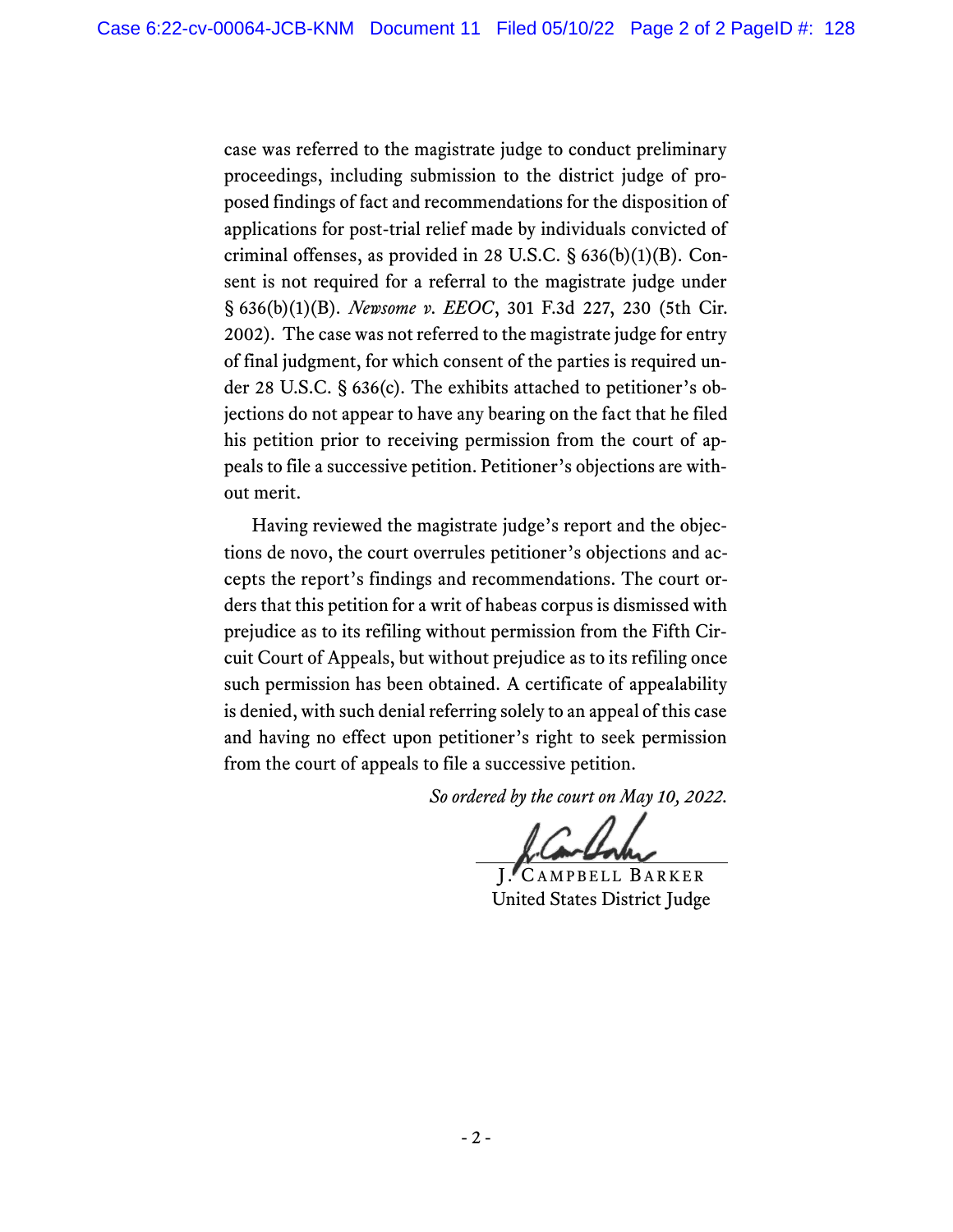case was referred to the magistrate judge to conduct preliminary proceedings, including submission to the district judge of proposed findings of fact and recommendations for the disposition of applications for post-trial relief made by individuals convicted of criminal offenses, as provided in 28 U.S.C. § 636(b)(1)(B). Consent is not required for a referral to the magistrate judge under § 636(b)(1)(B). *Newsome v. EEOC*, 301 F.3d 227, 230 (5th Cir. 2002). The case was not referred to the magistrate judge for entry of final judgment, for which consent of the parties is required under 28 U.S.C. § 636(c). The exhibits attached to petitioner's objections do not appear to have any bearing on the fact that he filed his petition prior to receiving permission from the court of appeals to file a successive petition. Petitioner's objections are without merit.

Having reviewed the magistrate judge's report and the objections de novo, the court overrules petitioner's objections and accepts the report's findings and recommendations. The court orders that this petition for a writ of habeas corpus is dismissed with prejudice as to its refiling without permission from the Fifth Circuit Court of Appeals, but without prejudice as to its refiling once such permission has been obtained. A certificate of appealability is denied, with such denial referring solely to an appeal of this case and having no effect upon petitioner's right to seek permission from the court of appeals to file a successive petition.

*So ordered by the court on May 10, 2022.*

J. CAMPBELL BARKER
United States District Judge